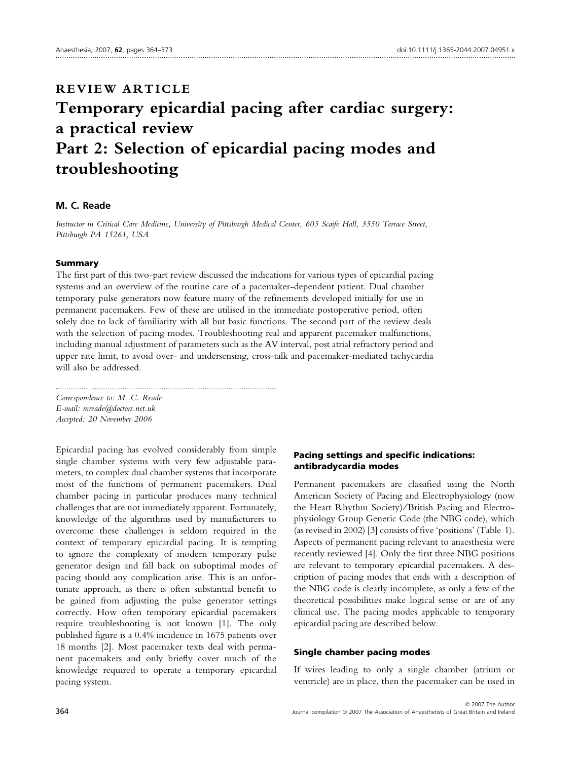REVIEW ARTICLE

# Temporary epicardial pacing after cardiac surgery: a practical review
# Part 2: Selection of epicardial pacing modes and troubleshooting

**M. C. Reade**

*Instructor in Critical Care Medicine, University of Pittsburgh Medical Center, 605 Scaife Hall, 3550 Terrace Street, Pittsburgh PA 15261, USA*

## Summary

The first part of this two-part review discussed the indications for various types of epicardial pacing systems and an overview of the routine care of a pacemaker-dependent patient. Dual chamber temporary pulse generators now feature many of the refinements developed initially for use in permanent pacemakers. Few of these are utilised in the immediate postoperative period, often solely due to lack of familiarity with all but basic functions. The second part of the review deals with the selection of pacing modes. Troubleshooting real and apparent pacemaker malfunctions, including manual adjustment of parameters such as the AV interval, post atrial refractory period and upper rate limit, to avoid over- and undersensing, cross-talk and pacemaker-mediated tachycardia will also be addressed.

*Correspondence to: M. C. Reade*
*E-mail: mreade@doctors.net.uk*
*Accepted: 20 November 2006*

Epicardial pacing has evolved considerably from simple single chamber systems with very few adjustable parameters, to complex dual chamber systems that incorporate most of the functions of permanent pacemakers. Dual chamber pacing in particular produces many technical challenges that are not immediately apparent. Fortunately, knowledge of the algorithms used by manufacturers to overcome these challenges is seldom required in the context of temporary epicardial pacing. It is tempting to ignore the complexity of modern temporary pulse generator design and fall back on suboptimal modes of pacing should any complication arise. This is an unfortunate approach, as there is often substantial benefit to be gained from adjusting the pulse generator settings correctly. How often temporary epicardial pacemakers require troubleshooting is not known [1]. The only published figure is a 0.4% incidence in 1675 patients over 18 months [2]. Most pacemaker texts deal with permanent pacemakers and only briefly cover much of the knowledge required to operate a temporary epicardial pacing system.

## Pacing settings and specific indications: antibradycardia modes

Permanent pacemakers are classified using the North American Society of Pacing and Electrophysiology (now the Heart Rhythm Society)/British Pacing and Electrophysiology Group Generic Code (the NBG code), which (as revised in 2002) [3] consists of five 'positions' (Table 1). Aspects of permanent pacing relevant to anaesthesia were recently reviewed [4]. Only the first three NBG positions are relevant to temporary epicardial pacemakers. A description of pacing modes that ends with a description of the NBG code is clearly incomplete, as only a few of the theoretical possibilities make logical sense or are of any clinical use. The pacing modes applicable to temporary epicardial pacing are described below.

## Single chamber pacing modes

If wires leading to only a single chamber (atrium or ventricle) are in place, then the pacemaker can be used in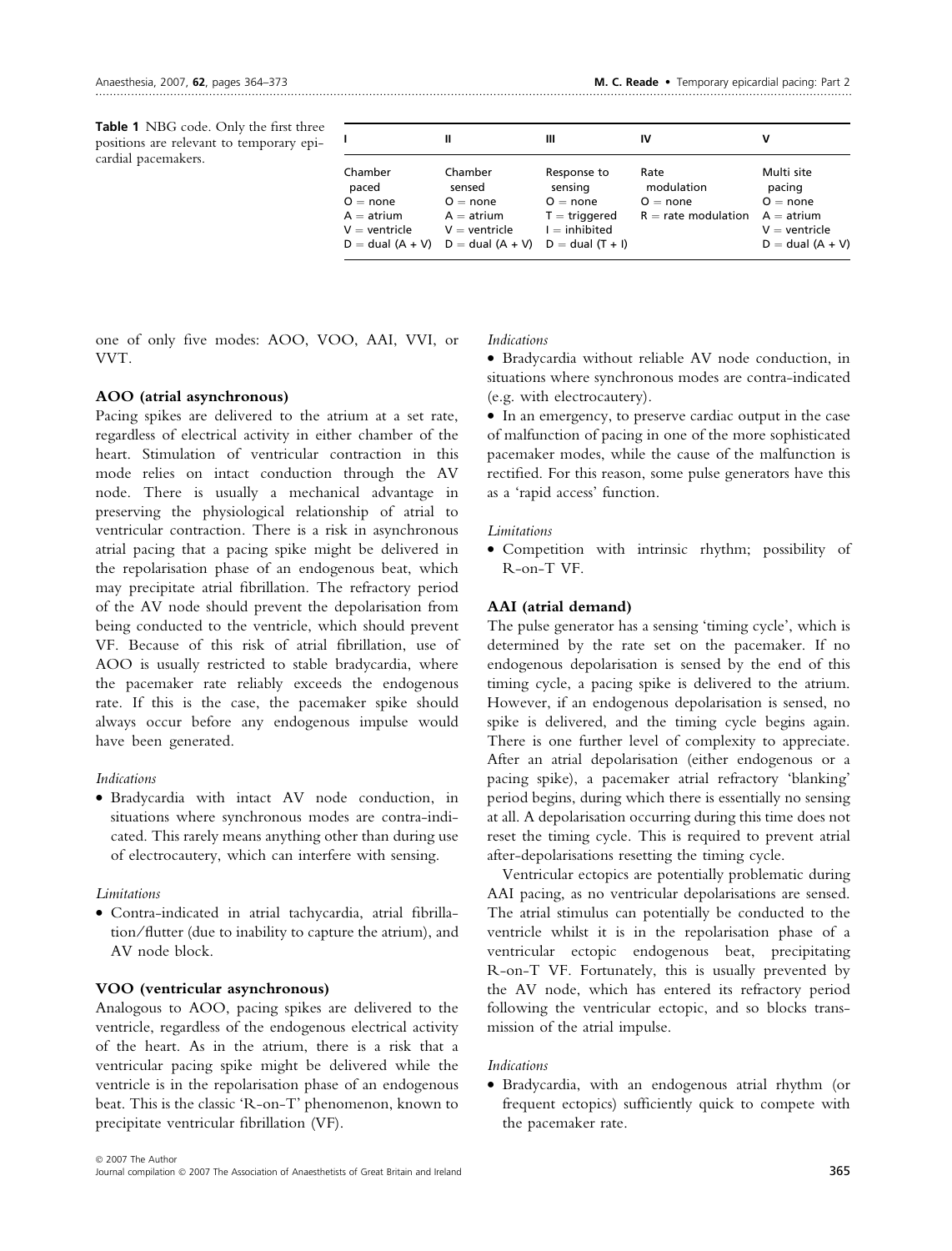**Table 1** NBG code. Only the first three positions are relevant to temporary epicardial pacemakers.

| I | II | III | IV | V |
|---|---|---|---|---|
| Chamber paced | Chamber sensed | Response to sensing | Rate modulation | Multi site pacing |
| O = none | O = none | O = none | O = none | O = none |
| A = atrium | A = atrium | T = triggered | R = rate modulation | A = atrium |
| V = ventricle | V = ventricle | I = inhibited | | V = ventricle |
| D = dual (A + V) | D = dual (A + V) | D = dual (T + I) | | D = dual (A + V) |

one of only five modes: AOO, VOO, AAI, VVI, or VVT.

### AOO (atrial asynchronous)

Pacing spikes are delivered to the atrium at a set rate, regardless of electrical activity in either chamber of the heart. Stimulation of ventricular contraction in this mode relies on intact conduction through the AV node. There is usually a mechanical advantage in preserving the physiological relationship of atrial to ventricular contraction. There is a risk in asynchronous atrial pacing that a pacing spike might be delivered in the repolarisation phase of an endogenous beat, which may precipitate atrial fibrillation. The refractory period of the AV node should prevent the depolarisation from being conducted to the ventricle, which should prevent VF. Because of this risk of atrial fibrillation, use of AOO is usually restricted to stable bradycardia, where the pacemaker rate reliably exceeds the endogenous rate. If this is the case, the pacemaker spike should always occur before any endogenous impulse would have been generated.

*Indications*

- Bradycardia with intact AV node conduction, in situations where synchronous modes are contra-indicated. This rarely means anything other than during use of electrocautery, which can interfere with sensing.

*Limitations*

- Contra-indicated in atrial tachycardia, atrial fibrillation/flutter (due to inability to capture the atrium), and AV node block.

### VOO (ventricular asynchronous)

Analogous to AOO, pacing spikes are delivered to the ventricle, regardless of the endogenous electrical activity of the heart. As in the atrium, there is a risk that a ventricular pacing spike might be delivered while the ventricle is in the repolarisation phase of an endogenous beat. This is the classic 'R-on-T' phenomenon, known to precipitate ventricular fibrillation (VF).

*Indications*

- Bradycardia without reliable AV node conduction, in situations where synchronous modes are contra-indicated (e.g. with electrocautery).
- In an emergency, to preserve cardiac output in the case of malfunction of pacing in one of the more sophisticated pacemaker modes, while the cause of the malfunction is rectified. For this reason, some pulse generators have this as a 'rapid access' function.

*Limitations*

- Competition with intrinsic rhythm; possibility of R-on-T VF.

### AAI (atrial demand)

The pulse generator has a sensing 'timing cycle', which is determined by the rate set on the pacemaker. If no endogenous depolarisation is sensed by the end of this timing cycle, a pacing spike is delivered to the atrium. However, if an endogenous depolarisation is sensed, no spike is delivered, and the timing cycle begins again. There is one further level of complexity to appreciate. After an atrial depolarisation (either endogenous or a pacing spike), a pacemaker atrial refractory 'blanking' period begins, during which there is essentially no sensing at all. A depolarisation occurring during this time does not reset the timing cycle. This is required to prevent atrial after-depolarisations resetting the timing cycle.

Ventricular ectopics are potentially problematic during AAI pacing, as no ventricular depolarisations are sensed. The atrial stimulus can potentially be conducted to the ventricle whilst it is in the repolarisation phase of a ventricular ectopic endogenous beat, precipitating R-on-T VF. Fortunately, this is usually prevented by the AV node, which has entered its refractory period following the ventricular ectopic, and so blocks transmission of the atrial impulse.

*Indications*

- Bradycardia, with an endogenous atrial rhythm (or frequent ectopics) sufficiently quick to compete with the pacemaker rate.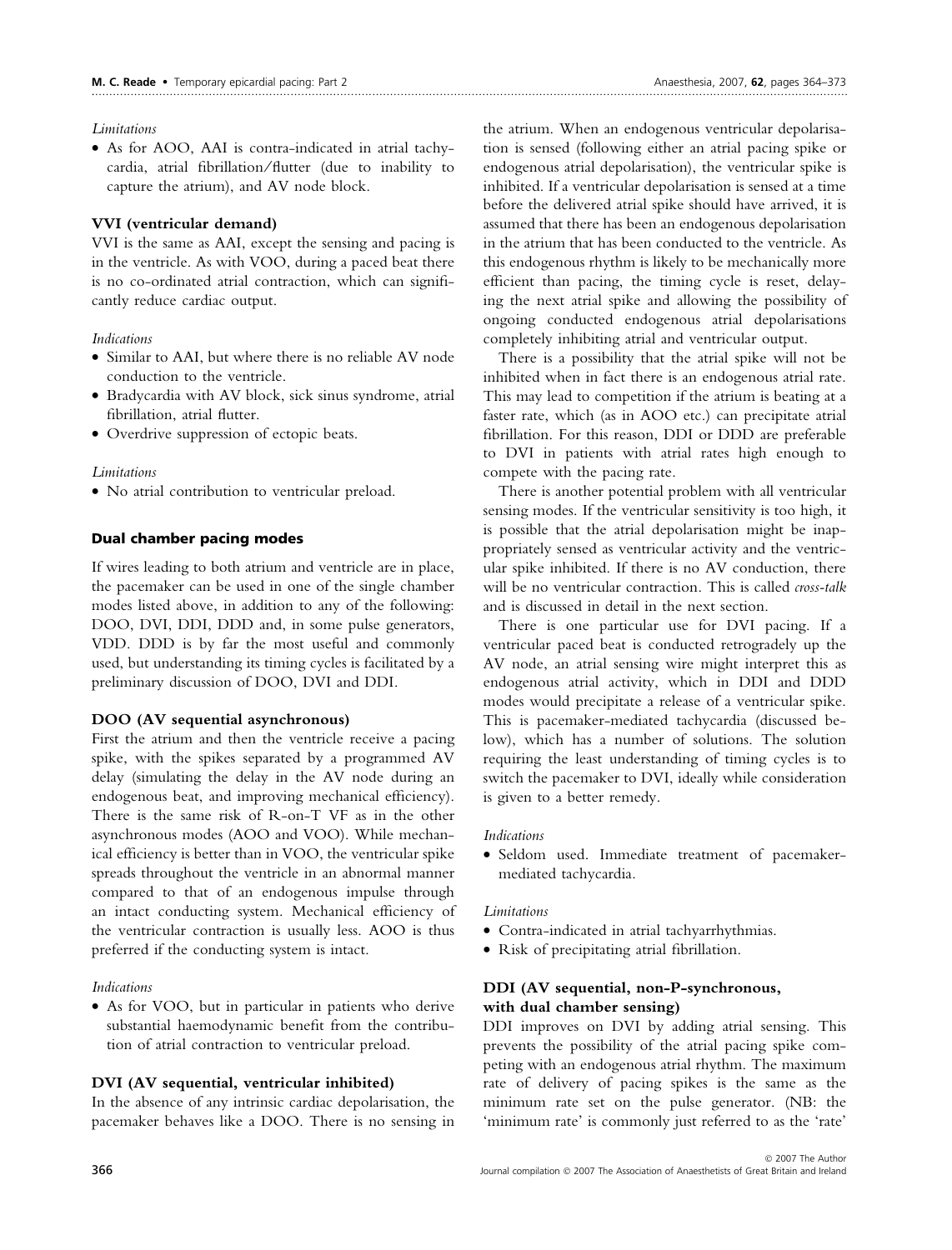*Limitations*

- As for AOO, AAI is contra-indicated in atrial tachycardia, atrial fibrillation/flutter (due to inability to capture the atrium), and AV node block.

### VVI (ventricular demand)

VVI is the same as AAI, except the sensing and pacing is in the ventricle. As with VOO, during a paced beat there is no co-ordinated atrial contraction, which can significantly reduce cardiac output.

*Indications*

- Similar to AAI, but where there is no reliable AV node conduction to the ventricle.
- Bradycardia with AV block, sick sinus syndrome, atrial fibrillation, atrial flutter.
- Overdrive suppression of ectopic beats.

*Limitations*

- No atrial contribution to ventricular preload.

## Dual chamber pacing modes

If wires leading to both atrium and ventricle are in place, the pacemaker can be used in one of the single chamber modes listed above, in addition to any of the following: DOO, DVI, DDI, DDD and, in some pulse generators, VDD. DDD is by far the most useful and commonly used, but understanding its timing cycles is facilitated by a preliminary discussion of DOO, DVI and DDI.

### DOO (AV sequential asynchronous)

First the atrium and then the ventricle receive a pacing spike, with the spikes separated by a programmed AV delay (simulating the delay in the AV node during an endogenous beat, and improving mechanical efficiency). There is the same risk of R-on-T VF as in the other asynchronous modes (AOO and VOO). While mechanical efficiency is better than in VOO, the ventricular spike spreads throughout the ventricle in an abnormal manner compared to that of an endogenous impulse through an intact conducting system. Mechanical efficiency of the ventricular contraction is usually less. AOO is thus preferred if the conducting system is intact.

*Indications*

- As for VOO, but in particular in patients who derive substantial haemodynamic benefit from the contribution of atrial contraction to ventricular preload.

### DVI (AV sequential, ventricular inhibited)

In the absence of any intrinsic cardiac depolarisation, the pacemaker behaves like a DOO. There is no sensing in the atrium. When an endogenous ventricular depolarisation is sensed (following either an atrial pacing spike or endogenous atrial depolarisation), the ventricular spike is inhibited. If a ventricular depolarisation is sensed at a time before the delivered atrial spike should have arrived, it is assumed that there has been an endogenous depolarisation in the atrium that has been conducted to the ventricle. As this endogenous rhythm is likely to be mechanically more efficient than pacing, the timing cycle is reset, delaying the next atrial spike and allowing the possibility of ongoing conducted endogenous atrial depolarisations completely inhibiting atrial and ventricular output.

There is a possibility that the atrial spike will not be inhibited when in fact there is an endogenous atrial rate. This may lead to competition if the atrium is beating at a faster rate, which (as in AOO etc.) can precipitate atrial fibrillation. For this reason, DDI or DDD are preferable to DVI in patients with atrial rates high enough to compete with the pacing rate.

There is another potential problem with all ventricular sensing modes. If the ventricular sensitivity is too high, it is possible that the atrial depolarisation might be inappropriately sensed as ventricular activity and the ventricular spike inhibited. If there is no AV conduction, there will be no ventricular contraction. This is called *cross-talk* and is discussed in detail in the next section.

There is one particular use for DVI pacing. If a ventricular paced beat is conducted retrogradely up the AV node, an atrial sensing wire might interpret this as endogenous atrial activity, which in DDI and DDD modes would precipitate a release of a ventricular spike. This is pacemaker-mediated tachycardia (discussed below), which has a number of solutions. The solution requiring the least understanding of timing cycles is to switch the pacemaker to DVI, ideally while consideration is given to a better remedy.

*Indications*

- Seldom used. Immediate treatment of pacemaker-mediated tachycardia.

*Limitations*

- Contra-indicated in atrial tachyarrhythmias.
- Risk of precipitating atrial fibrillation.

### DDI (AV sequential, non-P-synchronous, with dual chamber sensing)

DDI improves on DVI by adding atrial sensing. This prevents the possibility of the atrial pacing spike competing with an endogenous atrial rhythm. The maximum rate of delivery of pacing spikes is the same as the minimum rate set on the pulse generator. (NB: the 'minimum rate' is commonly just referred to as the 'rate'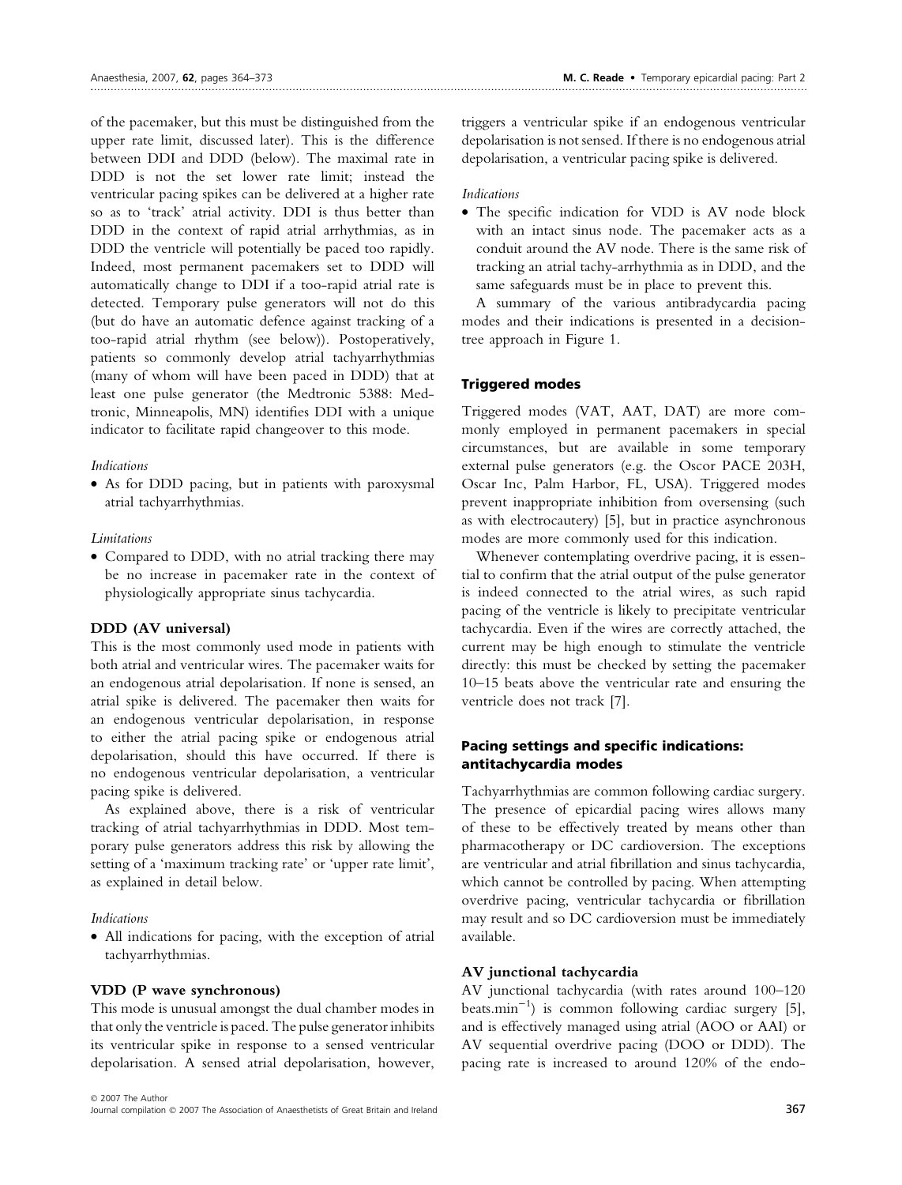of the pacemaker, but this must be distinguished from the upper rate limit, discussed later). This is the difference between DDI and DDD (below). The maximal rate in DDD is not the set lower rate limit; instead the ventricular pacing spikes can be delivered at a higher rate so as to 'track' atrial activity. DDI is thus better than DDD in the context of rapid atrial arrhythmias, as in DDD the ventricle will potentially be paced too rapidly. Indeed, most permanent pacemakers set to DDD will automatically change to DDI if a too-rapid atrial rate is detected. Temporary pulse generators will not do this (but do have an automatic defence against tracking of a too-rapid atrial rhythm (see below)). Postoperatively, patients so commonly develop atrial tachyarrhythmias (many of whom will have been paced in DDD) that at least one pulse generator (the Medtronic 5388: Medtronic, Minneapolis, MN) identifies DDI with a unique indicator to facilitate rapid changeover to this mode.

*Indications*

- As for DDD pacing, but in patients with paroxysmal atrial tachyarrhythmias.

*Limitations*

- Compared to DDD, with no atrial tracking there may be no increase in pacemaker rate in the context of physiologically appropriate sinus tachycardia.

### DDD (AV universal)

This is the most commonly used mode in patients with both atrial and ventricular wires. The pacemaker waits for an endogenous atrial depolarisation. If none is sensed, an atrial spike is delivered. The pacemaker then waits for an endogenous ventricular depolarisation, in response to either the atrial pacing spike or endogenous atrial depolarisation, should this have occurred. If there is no endogenous ventricular depolarisation, a ventricular pacing spike is delivered.

As explained above, there is a risk of ventricular tracking of atrial tachyarrhythmias in DDD. Most temporary pulse generators address this risk by allowing the setting of a 'maximum tracking rate' or 'upper rate limit', as explained in detail below.

*Indications*

- All indications for pacing, with the exception of atrial tachyarrhythmias.

### VDD (P wave synchronous)

This mode is unusual amongst the dual chamber modes in that only the ventricle is paced. The pulse generator inhibits its ventricular spike in response to a sensed ventricular depolarisation. A sensed atrial depolarisation, however, triggers a ventricular spike if an endogenous ventricular depolarisation is not sensed. If there is no endogenous atrial depolarisation, a ventricular pacing spike is delivered.

*Indications*

- The specific indication for VDD is AV node block with an intact sinus node. The pacemaker acts as a conduit around the AV node. There is the same risk of tracking an atrial tachy-arrhythmia as in DDD, and the same safeguards must be in place to prevent this.

A summary of the various antibradycardia pacing modes and their indications is presented in a decision-tree approach in Figure 1.

## Triggered modes

Triggered modes (VAT, AAT, DAT) are more commonly employed in permanent pacemakers in special circumstances, but are available in some temporary external pulse generators (e.g. the Oscor PACE 203H, Oscar Inc, Palm Harbor, FL, USA). Triggered modes prevent inappropriate inhibition from oversensing (such as with electrocautery) [5], but in practice asynchronous modes are more commonly used for this indication.

Whenever contemplating overdrive pacing, it is essential to confirm that the atrial output of the pulse generator is indeed connected to the atrial wires, as such rapid pacing of the ventricle is likely to precipitate ventricular tachycardia. Even if the wires are correctly attached, the current may be high enough to stimulate the ventricle directly: this must be checked by setting the pacemaker 10–15 beats above the ventricular rate and ensuring the ventricle does not track [7].

## Pacing settings and specific indications: antitachycardia modes

Tachyarrhythmias are common following cardiac surgery. The presence of epicardial pacing wires allows many of these to be effectively treated by means other than pharmacotherapy or DC cardioversion. The exceptions are ventricular and atrial fibrillation and sinus tachycardia, which cannot be controlled by pacing. When attempting overdrive pacing, ventricular tachycardia or fibrillation may result and so DC cardioversion must be immediately available.

### AV junctional tachycardia

AV junctional tachycardia (with rates around 100–120 beats.min$^{-1}$) is common following cardiac surgery [5], and is effectively managed using atrial (AOO or AAI) or AV sequential overdrive pacing (DOO or DDD). The pacing rate is increased to around 120% of the endo-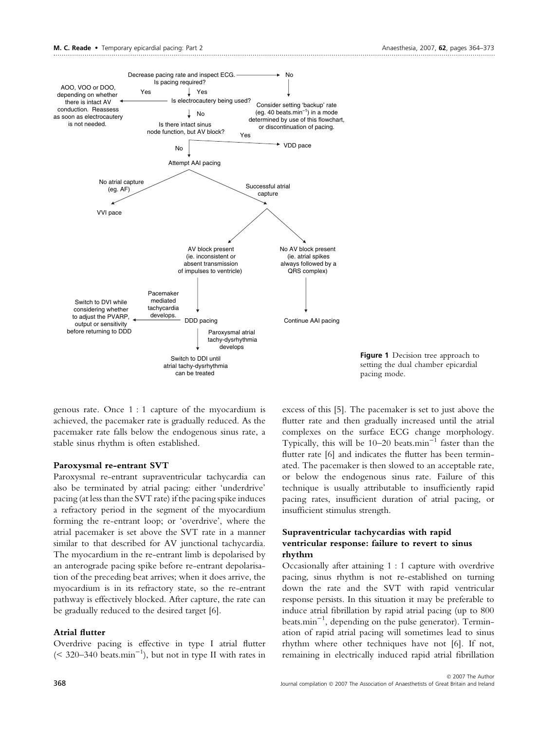Decrease pacing rate and inspect ECG. Is pacing required?

- No → Consider setting 'backup' rate (eg. 40 beats.min$^{-1}$) in a mode determined by use of this flowchart, or discontinuation of pacing.
- Yes → Is electrocautery being used?
  - Yes → AOO, VOO or DOO, depending on whether there is intact AV conduction. Reassess as soon as electrocautery is not needed.
  - No → Is there intact sinus node function, but AV block?
    - Yes → VDD pace
    - No → Attempt AAI pacing
      - No atrial capture (eg. AF) → VVI pace
      - Successful atrial capture
        - AV block present (ie. inconsistent or absent transmission of impulses to ventricle) → DDD pacing
          - Pacemaker mediated tachycardia develops. → Switch to DVI while considering whether to adjust the PVARP, output or sensitivity before returning to DDD
          - Paroxysmal atrial tachy-dysrhythmia develops → Switch to DDI until atrial tachy-dysrhythmia can be treated
        - No AV block present (ie. atrial spikes always followed by a QRS complex) → Continue AAI pacing

**Figure 1** Decision tree approach to setting the dual chamber epicardial pacing mode.

genous rate. Once 1 : 1 capture of the myocardium is achieved, the pacemaker rate is gradually reduced. As the pacemaker rate falls below the endogenous sinus rate, a stable sinus rhythm is often established.

### Paroxysmal re-entrant SVT

Paroxysmal re-entrant supraventricular tachycardia can also be terminated by atrial pacing: either 'underdrive' pacing (at less than the SVT rate) if the pacing spike induces a refractory period in the segment of the myocardium forming the re-entrant loop; or 'overdrive', where the atrial pacemaker is set above the SVT rate in a manner similar to that described for AV junctional tachycardia. The myocardium in the re-entrant limb is depolarised by an anterograde pacing spike before re-entrant depolarisation of the preceding beat arrives; when it does arrive, the myocardium is in its refractory state, so the re-entrant pathway is effectively blocked. After capture, the rate can be gradually reduced to the desired target [6].

### Atrial flutter

Overdrive pacing is effective in type I atrial flutter (< 320–340 beats.min$^{-1}$), but not in type II with rates in excess of this [5]. The pacemaker is set to just above the flutter rate and then gradually increased until the atrial complexes on the surface ECG change morphology. Typically, this will be 10–20 beats.min$^{-1}$ faster than the flutter rate [6] and indicates the flutter has been terminated. The pacemaker is then slowed to an acceptable rate, or below the endogenous sinus rate. Failure of this technique is usually attributable to insufficiently rapid pacing rates, insufficient duration of atrial pacing, or insufficient stimulus strength.

### Supraventricular tachycardias with rapid ventricular response: failure to revert to sinus rhythm

Occasionally after attaining 1 : 1 capture with overdrive pacing, sinus rhythm is not re-established on turning down the rate and the SVT with rapid ventricular response persists. In this situation it may be preferable to induce atrial fibrillation by rapid atrial pacing (up to 800 beats.min$^{-1}$, depending on the pulse generator). Termination of rapid atrial pacing will sometimes lead to sinus rhythm where other techniques have not [6]. If not, remaining in electrically induced rapid atrial fibrillation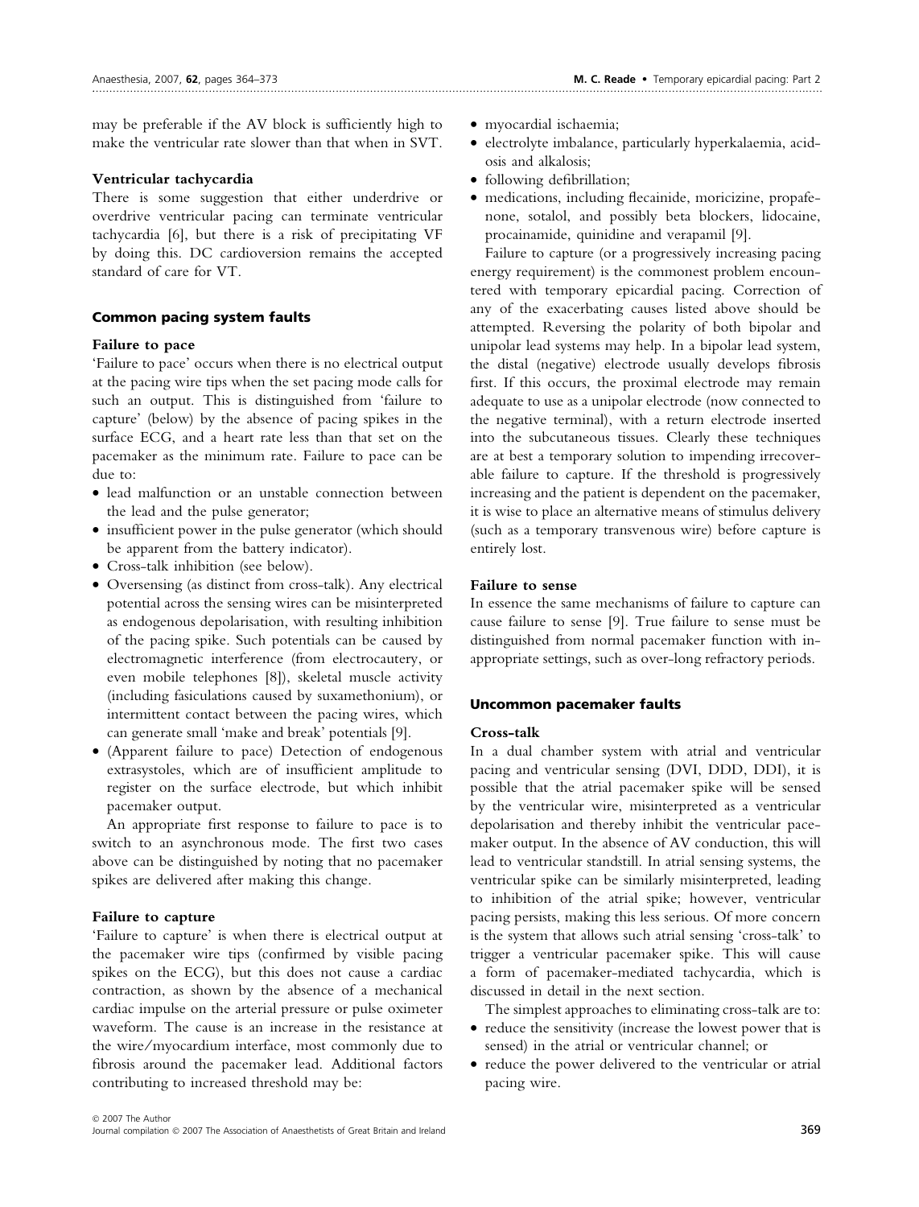may be preferable if the AV block is sufficiently high to make the ventricular rate slower than that when in SVT.

### Ventricular tachycardia

There is some suggestion that either underdrive or overdrive ventricular pacing can terminate ventricular tachycardia [6], but there is a risk of precipitating VF by doing this. DC cardioversion remains the accepted standard of care for VT.

## Common pacing system faults

### Failure to pace

'Failure to pace' occurs when there is no electrical output at the pacing wire tips when the set pacing mode calls for such an output. This is distinguished from 'failure to capture' (below) by the absence of pacing spikes in the surface ECG, and a heart rate less than that set on the pacemaker as the minimum rate. Failure to pace can be due to:

- lead malfunction or an unstable connection between the lead and the pulse generator;
- insufficient power in the pulse generator (which should be apparent from the battery indicator).
- Cross-talk inhibition (see below).
- Oversensing (as distinct from cross-talk). Any electrical potential across the sensing wires can be misinterpreted as endogenous depolarisation, with resulting inhibition of the pacing spike. Such potentials can be caused by electromagnetic interference (from electrocautery, or even mobile telephones [8]), skeletal muscle activity (including fasiculations caused by suxamethonium), or intermittent contact between the pacing wires, which can generate small 'make and break' potentials [9].
- (Apparent failure to pace) Detection of endogenous extrasystoles, which are of insufficient amplitude to register on the surface electrode, but which inhibit pacemaker output.

An appropriate first response to failure to pace is to switch to an asynchronous mode. The first two cases above can be distinguished by noting that no pacemaker spikes are delivered after making this change.

### Failure to capture

'Failure to capture' is when there is electrical output at the pacemaker wire tips (confirmed by visible pacing spikes on the ECG), but this does not cause a cardiac contraction, as shown by the absence of a mechanical cardiac impulse on the arterial pressure or pulse oximeter waveform. The cause is an increase in the resistance at the wire/myocardium interface, most commonly due to fibrosis around the pacemaker lead. Additional factors contributing to increased threshold may be:

- myocardial ischaemia;
- electrolyte imbalance, particularly hyperkalaemia, acidosis and alkalosis;
- following defibrillation;
- medications, including flecainide, moricizine, propafenone, sotalol, and possibly beta blockers, lidocaine, procainamide, quinidine and verapamil [9].

Failure to capture (or a progressively increasing pacing energy requirement) is the commonest problem encountered with temporary epicardial pacing. Correction of any of the exacerbating causes listed above should be attempted. Reversing the polarity of both bipolar and unipolar lead systems may help. In a bipolar lead system, the distal (negative) electrode usually develops fibrosis first. If this occurs, the proximal electrode may remain adequate to use as a unipolar electrode (now connected to the negative terminal), with a return electrode inserted into the subcutaneous tissues. Clearly these techniques are at best a temporary solution to impending irrecoverable failure to capture. If the threshold is progressively increasing and the patient is dependent on the pacemaker, it is wise to place an alternative means of stimulus delivery (such as a temporary transvenous wire) before capture is entirely lost.

### Failure to sense

In essence the same mechanisms of failure to capture can cause failure to sense [9]. True failure to sense must be distinguished from normal pacemaker function with inappropriate settings, such as over-long refractory periods.

## Uncommon pacemaker faults

### Cross-talk

In a dual chamber system with atrial and ventricular pacing and ventricular sensing (DVI, DDD, DDI), it is possible that the atrial pacemaker spike will be sensed by the ventricular wire, misinterpreted as a ventricular depolarisation and thereby inhibit the ventricular pacemaker output. In the absence of AV conduction, this will lead to ventricular standstill. In atrial sensing systems, the ventricular spike can be similarly misinterpreted, leading to inhibition of the atrial spike; however, ventricular pacing persists, making this less serious. Of more concern is the system that allows such atrial sensing 'cross-talk' to trigger a ventricular pacemaker spike. This will cause a form of pacemaker-mediated tachycardia, which is discussed in detail in the next section.

The simplest approaches to eliminating cross-talk are to:

- reduce the sensitivity (increase the lowest power that is sensed) in the atrial or ventricular channel; or
- reduce the power delivered to the ventricular or atrial pacing wire.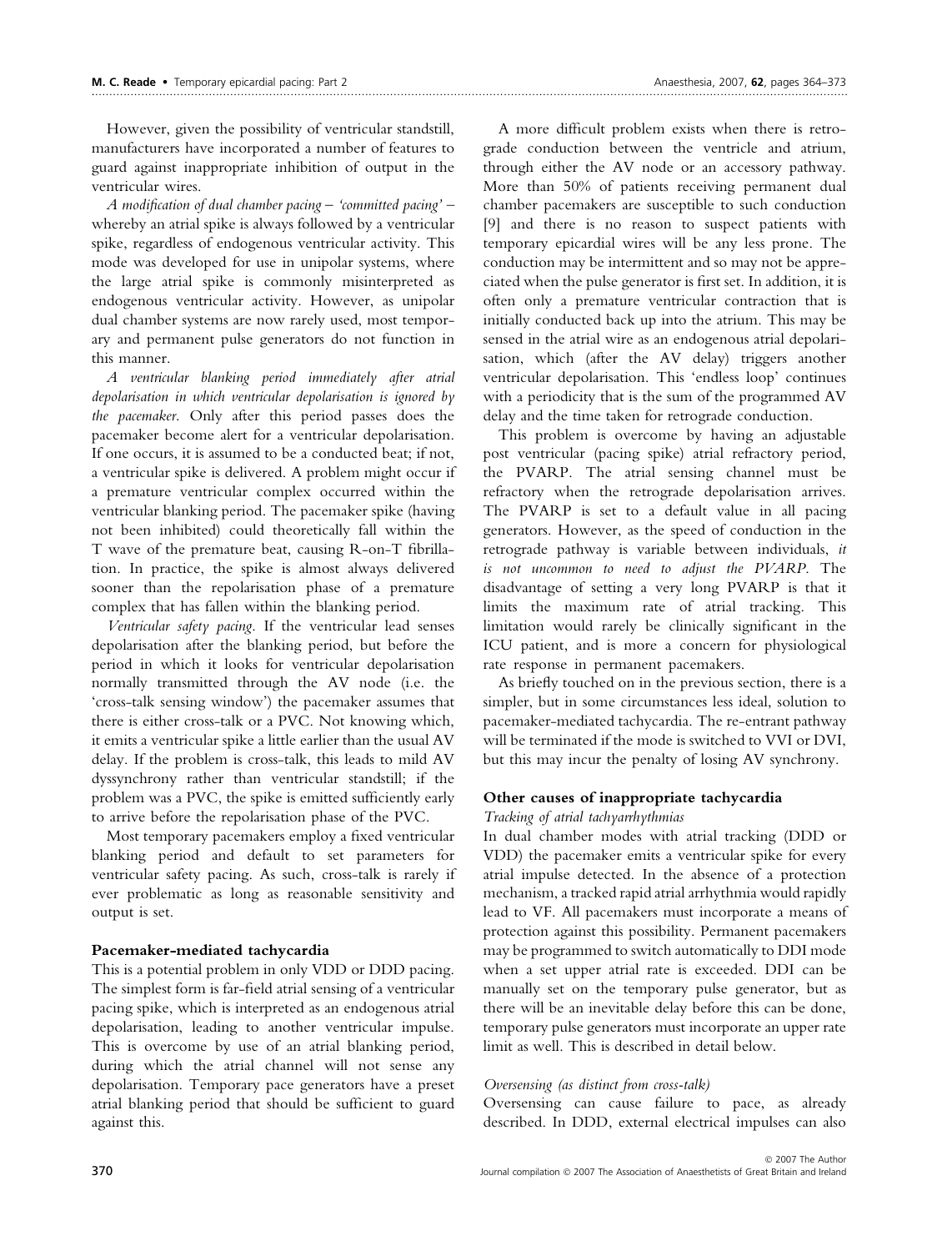However, given the possibility of ventricular standstill, manufacturers have incorporated a number of features to guard against inappropriate inhibition of output in the ventricular wires.

*A modification of dual chamber pacing – 'committed pacing'* – whereby an atrial spike is always followed by a ventricular spike, regardless of endogenous ventricular activity. This mode was developed for use in unipolar systems, where the large atrial spike is commonly misinterpreted as endogenous ventricular activity. However, as unipolar dual chamber systems are now rarely used, most temporary and permanent pulse generators do not function in this manner.

*A ventricular blanking period immediately after atrial depolarisation in which ventricular depolarisation is ignored by the pacemaker.* Only after this period passes does the pacemaker become alert for a ventricular depolarisation. If one occurs, it is assumed to be a conducted beat; if not, a ventricular spike is delivered. A problem might occur if a premature ventricular complex occurred within the ventricular blanking period. The pacemaker spike (having not been inhibited) could theoretically fall within the T wave of the premature beat, causing R-on-T fibrillation. In practice, the spike is almost always delivered sooner than the repolarisation phase of a premature complex that has fallen within the blanking period.

*Ventricular safety pacing.* If the ventricular lead senses depolarisation after the blanking period, but before the period in which it looks for ventricular depolarisation normally transmitted through the AV node (i.e. the 'cross-talk sensing window') the pacemaker assumes that there is either cross-talk or a PVC. Not knowing which, it emits a ventricular spike a little earlier than the usual AV delay. If the problem is cross-talk, this leads to mild AV dyssynchrony rather than ventricular standstill; if the problem was a PVC, the spike is emitted sufficiently early to arrive before the repolarisation phase of the PVC.

Most temporary pacemakers employ a fixed ventricular blanking period and default to set parameters for ventricular safety pacing. As such, cross-talk is rarely if ever problematic as long as reasonable sensitivity and output is set.

### Pacemaker-mediated tachycardia

This is a potential problem in only VDD or DDD pacing. The simplest form is far-field atrial sensing of a ventricular pacing spike, which is interpreted as an endogenous atrial depolarisation, leading to another ventricular impulse. This is overcome by use of an atrial blanking period, during which the atrial channel will not sense any depolarisation. Temporary pace generators have a preset atrial blanking period that should be sufficient to guard against this.

A more difficult problem exists when there is retrograde conduction between the ventricle and atrium, through either the AV node or an accessory pathway. More than 50% of patients receiving permanent dual chamber pacemakers are susceptible to such conduction [9] and there is no reason to suspect patients with temporary epicardial wires will be any less prone. The conduction may be intermittent and so may not be appreciated when the pulse generator is first set. In addition, it is often only a premature ventricular contraction that is initially conducted back up into the atrium. This may be sensed in the atrial wire as an endogenous atrial depolarisation, which (after the AV delay) triggers another ventricular depolarisation. This 'endless loop' continues with a periodicity that is the sum of the programmed AV delay and the time taken for retrograde conduction.

This problem is overcome by having an adjustable post ventricular (pacing spike) atrial refractory period, the PVARP. The atrial sensing channel must be refractory when the retrograde depolarisation arrives. The PVARP is set to a default value in all pacing generators. However, as the speed of conduction in the retrograde pathway is variable between individuals, *it is not uncommon to need to adjust the PVARP*. The disadvantage of setting a very long PVARP is that it limits the maximum rate of atrial tracking. This limitation would rarely be clinically significant in the ICU patient, and is more a concern for physiological rate response in permanent pacemakers.

As briefly touched on in the previous section, there is a simpler, but in some circumstances less ideal, solution to pacemaker-mediated tachycardia. The re-entrant pathway will be terminated if the mode is switched to VVI or DVI, but this may incur the penalty of losing AV synchrony.

### Other causes of inappropriate tachycardia

*Tracking of atrial tachyarrhythmias*

In dual chamber modes with atrial tracking (DDD or VDD) the pacemaker emits a ventricular spike for every atrial impulse detected. In the absence of a protection mechanism, a tracked rapid atrial arrhythmia would rapidly lead to VF. All pacemakers must incorporate a means of protection against this possibility. Permanent pacemakers may be programmed to switch automatically to DDI mode when a set upper atrial rate is exceeded. DDI can be manually set on the temporary pulse generator, but as there will be an inevitable delay before this can be done, temporary pulse generators must incorporate an upper rate limit as well. This is described in detail below.

*Oversensing (as distinct from cross-talk)*

Oversensing can cause failure to pace, as already described. In DDD, external electrical impulses can also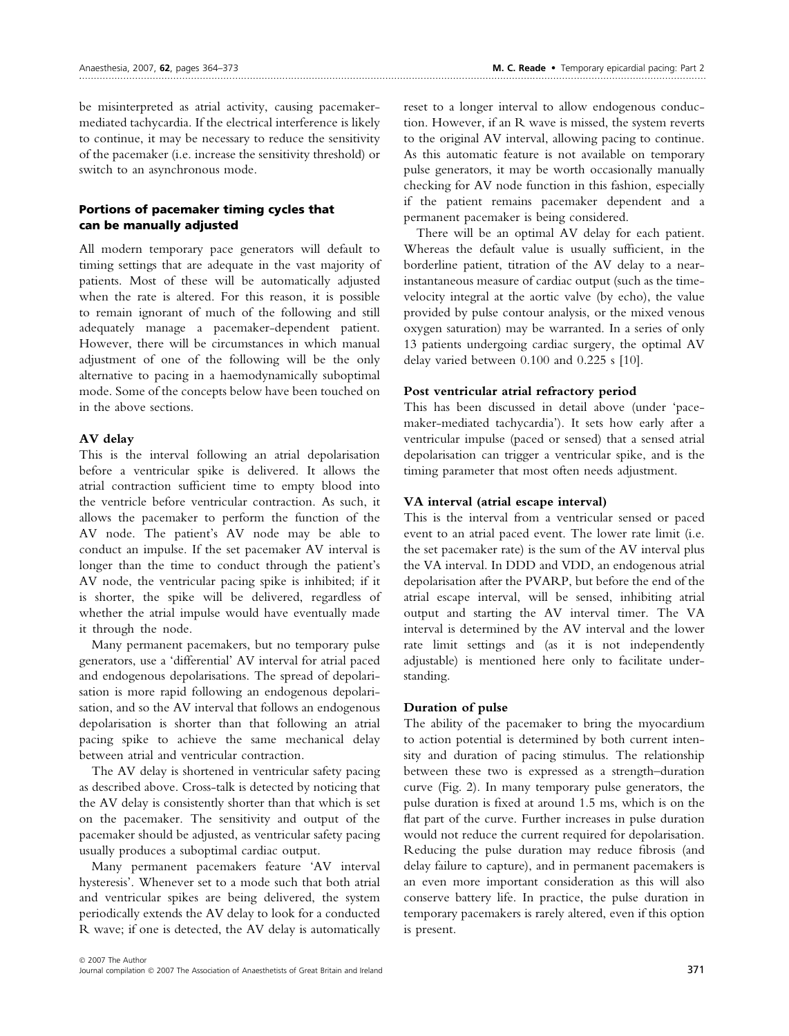be misinterpreted as atrial activity, causing pacemaker-mediated tachycardia. If the electrical interference is likely to continue, it may be necessary to reduce the sensitivity of the pacemaker (i.e. increase the sensitivity threshold) or switch to an asynchronous mode.

## Portions of pacemaker timing cycles that can be manually adjusted

All modern temporary pace generators will default to timing settings that are adequate in the vast majority of patients. Most of these will be automatically adjusted when the rate is altered. For this reason, it is possible to remain ignorant of much of the following and still adequately manage a pacemaker-dependent patient. However, there will be circumstances in which manual adjustment of one of the following will be the only alternative to pacing in a haemodynamically suboptimal mode. Some of the concepts below have been touched on in the above sections.

### AV delay

This is the interval following an atrial depolarisation before a ventricular spike is delivered. It allows the atrial contraction sufficient time to empty blood into the ventricle before ventricular contraction. As such, it allows the pacemaker to perform the function of the AV node. The patient's AV node may be able to conduct an impulse. If the set pacemaker AV interval is longer than the time to conduct through the patient's AV node, the ventricular pacing spike is inhibited; if it is shorter, the spike will be delivered, regardless of whether the atrial impulse would have eventually made it through the node.

Many permanent pacemakers, but no temporary pulse generators, use a 'differential' AV interval for atrial paced and endogenous depolarisations. The spread of depolarisation is more rapid following an endogenous depolarisation, and so the AV interval that follows an endogenous depolarisation is shorter than that following an atrial pacing spike to achieve the same mechanical delay between atrial and ventricular contraction.

The AV delay is shortened in ventricular safety pacing as described above. Cross-talk is detected by noticing that the AV delay is consistently shorter than that which is set on the pacemaker. The sensitivity and output of the pacemaker should be adjusted, as ventricular safety pacing usually produces a suboptimal cardiac output.

Many permanent pacemakers feature 'AV interval hysteresis'. Whenever set to a mode such that both atrial and ventricular spikes are being delivered, the system periodically extends the AV delay to look for a conducted R wave; if one is detected, the AV delay is automatically reset to a longer interval to allow endogenous conduction. However, if an R wave is missed, the system reverts to the original AV interval, allowing pacing to continue. As this automatic feature is not available on temporary pulse generators, it may be worth occasionally manually checking for AV node function in this fashion, especially if the patient remains pacemaker dependent and a permanent pacemaker is being considered.

There will be an optimal AV delay for each patient. Whereas the default value is usually sufficient, in the borderline patient, titration of the AV delay to a near-instantaneous measure of cardiac output (such as the time-velocity integral at the aortic valve (by echo), the value provided by pulse contour analysis, or the mixed venous oxygen saturation) may be warranted. In a series of only 13 patients undergoing cardiac surgery, the optimal AV delay varied between 0.100 and 0.225 s [10].

### Post ventricular atrial refractory period

This has been discussed in detail above (under 'pacemaker-mediated tachycardia'). It sets how early after a ventricular impulse (paced or sensed) that a sensed atrial depolarisation can trigger a ventricular spike, and is the timing parameter that most often needs adjustment.

### VA interval (atrial escape interval)

This is the interval from a ventricular sensed or paced event to an atrial paced event. The lower rate limit (i.e. the set pacemaker rate) is the sum of the AV interval plus the VA interval. In DDD and VDD, an endogenous atrial depolarisation after the PVARP, but before the end of the atrial escape interval, will be sensed, inhibiting atrial output and starting the AV interval timer. The VA interval is determined by the AV interval and the lower rate limit settings and (as it is not independently adjustable) is mentioned here only to facilitate understanding.

### Duration of pulse

The ability of the pacemaker to bring the myocardium to action potential is determined by both current intensity and duration of pacing stimulus. The relationship between these two is expressed as a strength–duration curve (Fig. 2). In many temporary pulse generators, the pulse duration is fixed at around 1.5 ms, which is on the flat part of the curve. Further increases in pulse duration would not reduce the current required for depolarisation. Reducing the pulse duration may reduce fibrosis (and delay failure to capture), and in permanent pacemakers is an even more important consideration as this will also conserve battery life. In practice, the pulse duration in temporary pacemakers is rarely altered, even if this option is present.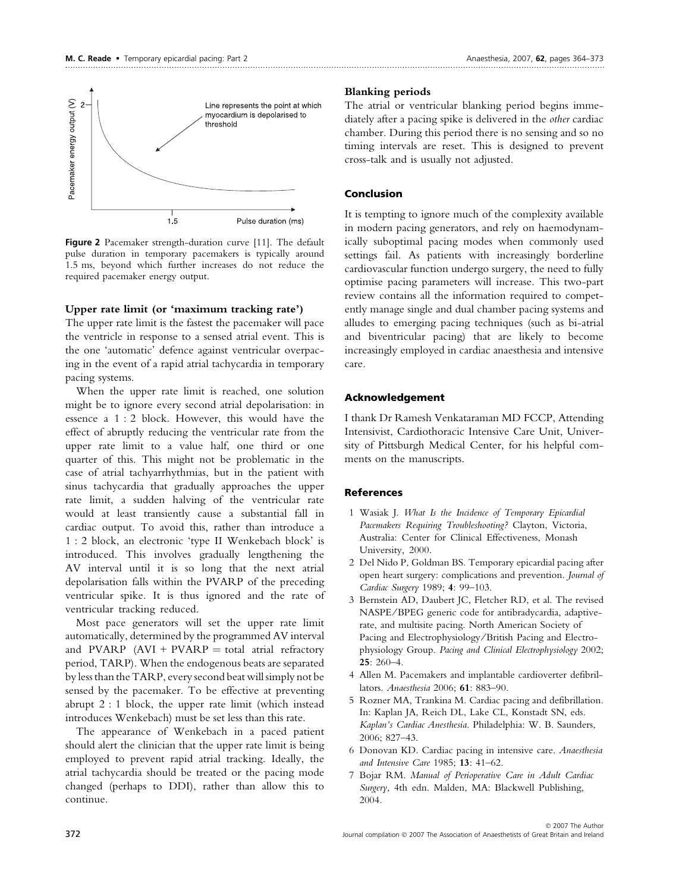2

Pacemaker energy output (V)

Line represents the point at which myocardium is depolarised to threshold

1.5

Pulse duration (ms)

**Figure 2** Pacemaker strength-duration curve [11]. The default pulse duration in temporary pacemakers is typically around 1.5 ms, beyond which further increases do not reduce the required pacemaker energy output.

### Upper rate limit (or 'maximum tracking rate')

The upper rate limit is the fastest the pacemaker will pace the ventricle in response to a sensed atrial event. This is the one 'automatic' defence against ventricular overpacing in the event of a rapid atrial tachycardia in temporary pacing systems.

When the upper rate limit is reached, one solution might be to ignore every second atrial depolarisation: in essence a 1 : 2 block. However, this would have the effect of abruptly reducing the ventricular rate from the upper rate limit to a value half, one third or one quarter of this. This might not be problematic in the case of atrial tachyarrhythmias, but in the patient with sinus tachycardia that gradually approaches the upper rate limit, a sudden halving of the ventricular rate would at least transiently cause a substantial fall in cardiac output. To avoid this, rather than introduce a 1 : 2 block, an electronic 'type II Wenkebach block' is introduced. This involves gradually lengthening the AV interval until it is so long that the next atrial depolarisation falls within the PVARP of the preceding ventricular spike. It is thus ignored and the rate of ventricular tracking reduced.

Most pace generators will set the upper rate limit automatically, determined by the programmed AV interval and PVARP (AVI + PVARP = total atrial refractory period, TARP). When the endogenous beats are separated by less than the TARP, every second beat will simply not be sensed by the pacemaker. To be effective at preventing abrupt 2 : 1 block, the upper rate limit (which instead introduces Wenkebach) must be set less than this rate.

The appearance of Wenkebach in a paced patient should alert the clinician that the upper rate limit is being employed to prevent rapid atrial tracking. Ideally, the atrial tachycardia should be treated or the pacing mode changed (perhaps to DDI), rather than allow this to continue.

### Blanking periods

The atrial or ventricular blanking period begins immediately after a pacing spike is delivered in the *other* cardiac chamber. During this period there is no sensing and so no timing intervals are reset. This is designed to prevent cross-talk and is usually not adjusted.

## Conclusion

It is tempting to ignore much of the complexity available in modern pacing generators, and rely on haemodynamically suboptimal pacing modes when commonly used settings fail. As patients with increasingly borderline cardiovascular function undergo surgery, the need to fully optimise pacing parameters will increase. This two-part review contains all the information required to competently manage single and dual chamber pacing systems and alludes to emerging pacing techniques (such as bi-atrial and biventricular pacing) that are likely to become increasingly employed in cardiac anaesthesia and intensive care.

## Acknowledgement

I thank Dr Ramesh Venkataraman MD FCCP, Attending Intensivist, Cardiothoracic Intensive Care Unit, University of Pittsburgh Medical Center, for his helpful comments on the manuscripts.

## References

1 Wasiak J. *What Is the Incidence of Temporary Epicardial Pacemakers Requiring Troubleshooting?* Clayton, Victoria, Australia: Center for Clinical Effectiveness, Monash University, 2000.

2 Del Nido P, Goldman BS. Temporary epicardial pacing after open heart surgery: complications and prevention. *Journal of Cardiac Surgery* 1989; **4**: 99–103.

3 Bernstein AD, Daubert JC, Fletcher RD, et al. The revised NASPE/BPEG generic code for antibradycardia, adaptive-rate, and multisite pacing. North American Society of Pacing and Electrophysiology/British Pacing and Electrophysiology Group. *Pacing and Clinical Electrophysiology* 2002; **25**: 260–4.

4 Allen M. Pacemakers and implantable cardioverter defibrillators. *Anaesthesia* 2006; **61**: 883–90.

5 Rozner MA, Trankina M. Cardiac pacing and defibrillation. In: Kaplan JA, Reich DL, Lake CL, Konstadt SN, eds. *Kaplan's Cardiac Anesthesia*. Philadelphia: W. B. Saunders, 2006; 827–43.

6 Donovan KD. Cardiac pacing in intensive care. *Anaesthesia and Intensive Care* 1985; **13**: 41–62.

7 Bojar RM. *Manual of Perioperative Care in Adult Cardiac Surgery*, 4th edn. Malden, MA: Blackwell Publishing, 2004.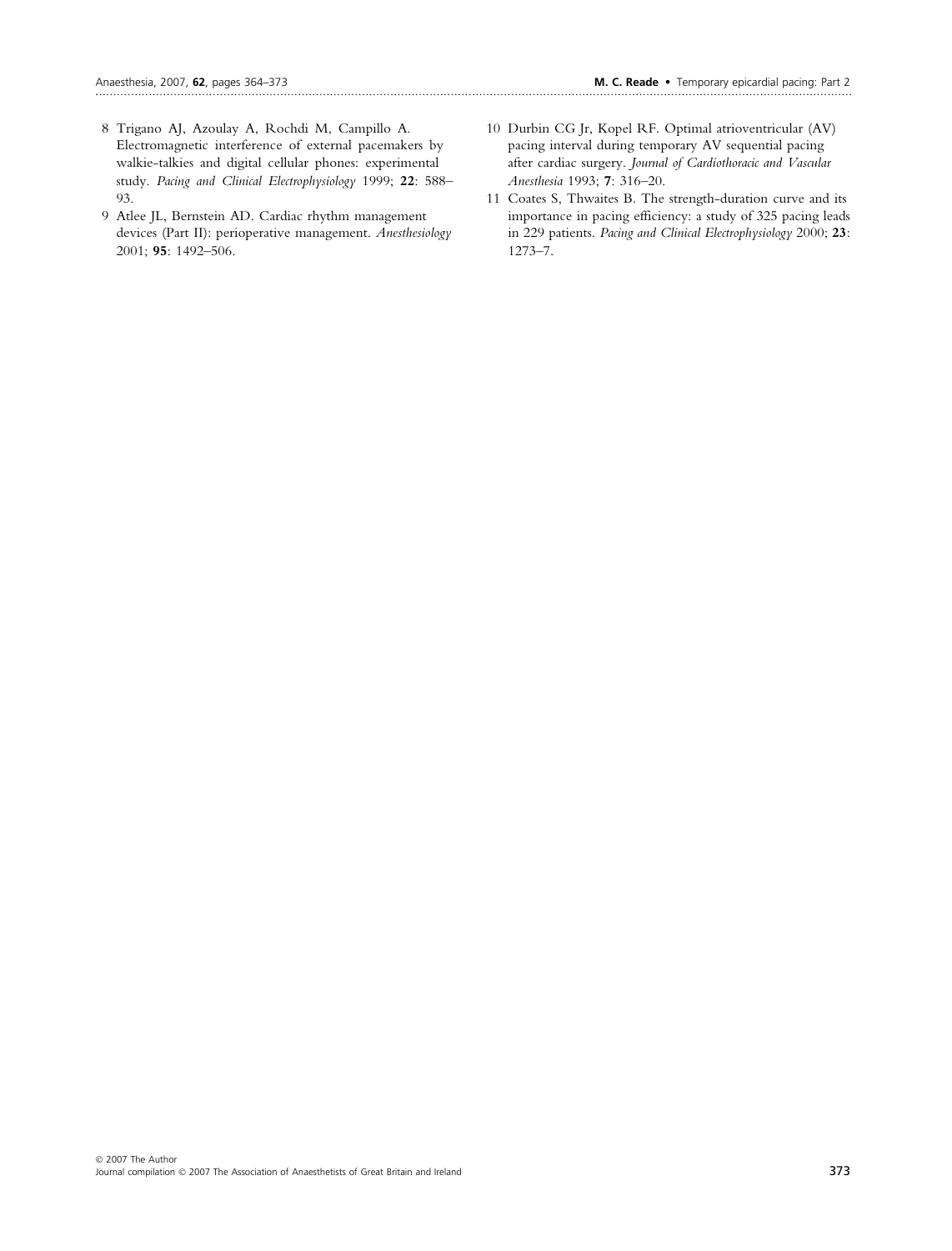8 Trigano AJ, Azoulay A, Rochdi M, Campillo A. Electromagnetic interference of external pacemakers by walkie-talkies and digital cellular phones: experimental study. *Pacing and Clinical Electrophysiology* 1999; **22**: 588–93.

9 Atlee JL, Bernstein AD. Cardiac rhythm management devices (Part II): perioperative management. *Anesthesiology* 2001; **95**: 1492–506.

10 Durbin CG Jr, Kopel RF. Optimal atrioventricular (AV) pacing interval during temporary AV sequential pacing after cardiac surgery. *Journal of Cardiothoracic and Vascular Anesthesia* 1993; **7**: 316–20.

11 Coates S, Thwaites B. The strength-duration curve and its importance in pacing efficiency: a study of 325 pacing leads in 229 patients. *Pacing and Clinical Electrophysiology* 2000; **23**: 1273–7.